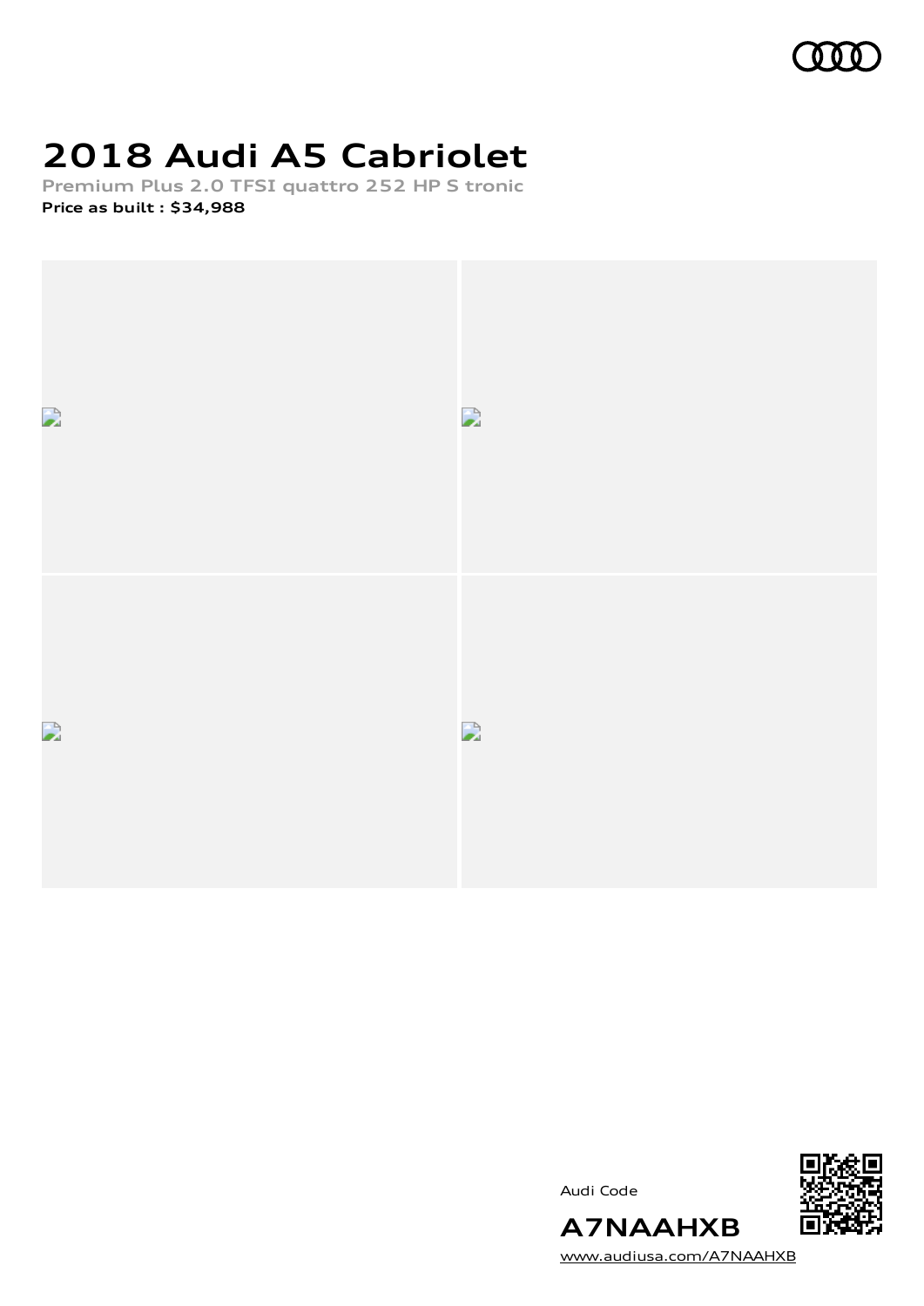# 2018 Audi A5 Cabriolet

**Premium Plus 2.0 TFSI quattro 252 HP S tronic**

**Price as built : $34,988**

Audi Code

**A7NAAHXB**

www.audiusa.com/A7NAAHXB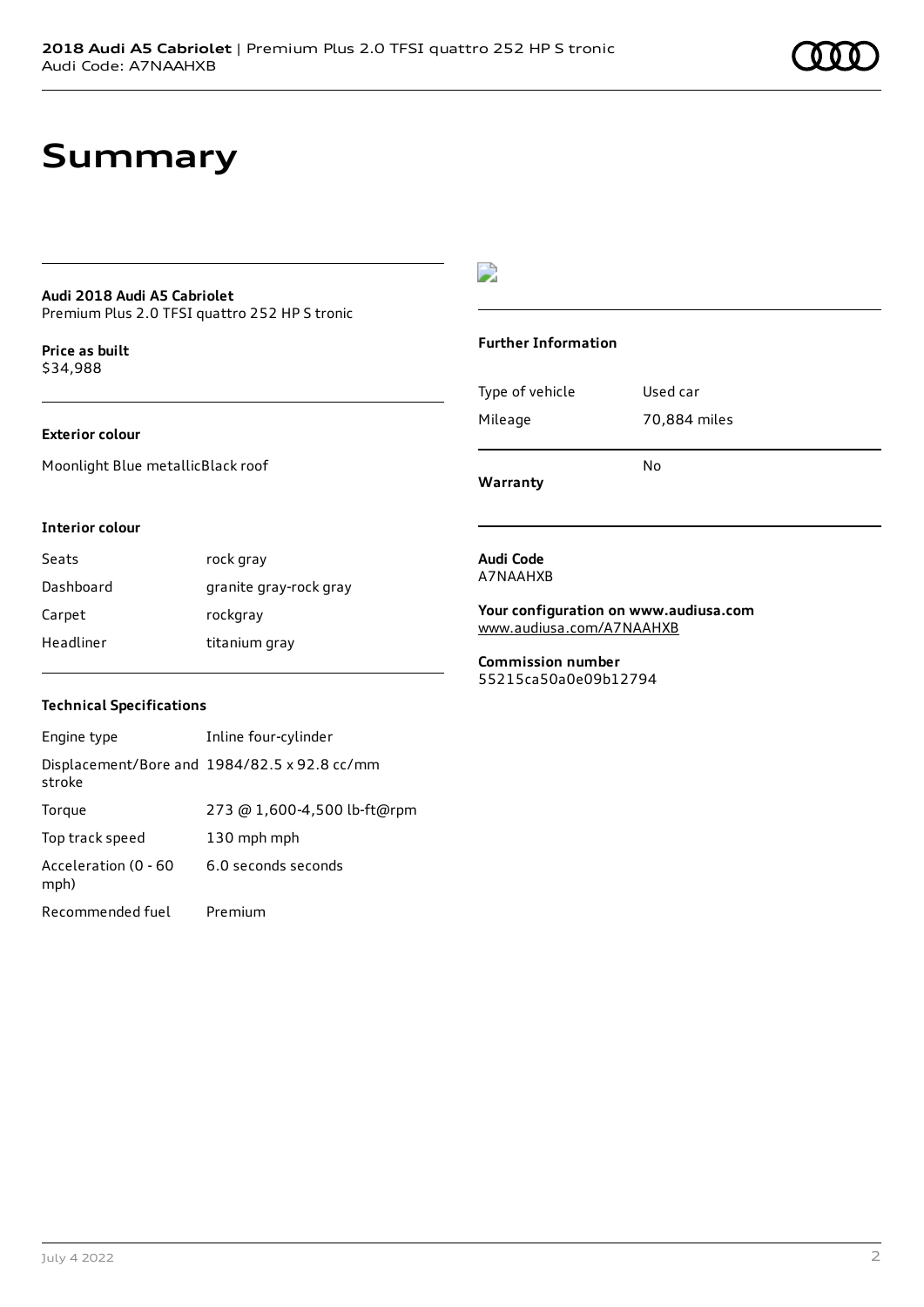# Summary

**Audi 2018 Audi A5 Cabriolet**
Premium Plus 2.0 TFSI quattro 252 HP S tronic

**Price as built**
$34,988

**Exterior colour**

Moonlight Blue metallicBlack roof

**Interior colour**

| | |
|---|---|
| Seats | rock gray |
| Dashboard | granite gray-rock gray |
| Carpet | rockgray |
| Headliner | titanium gray |

**Technical Specifications**

| | |
|---|---|
| Engine type | Inline four-cylinder |
| Displacement/Bore and stroke | 1984/82.5 x 92.8 cc/mm |
| Torque | 273 @ 1,600-4,500 lb-ft@rpm |
| Top track speed | 130 mph mph |
| Acceleration (0 - 60 mph) | 6.0 seconds seconds |
| Recommended fuel | Premium |

**Further Information**

| | |
|---|---|
| Type of vehicle | Used car |
| Mileage | 70,884 miles |
| **Warranty** | No |

**Audi Code**
A7NAAHXB

**Your configuration on www.audiusa.com**
www.audiusa.com/A7NAAHXB

**Commission number**
55215ca50a0e09b12794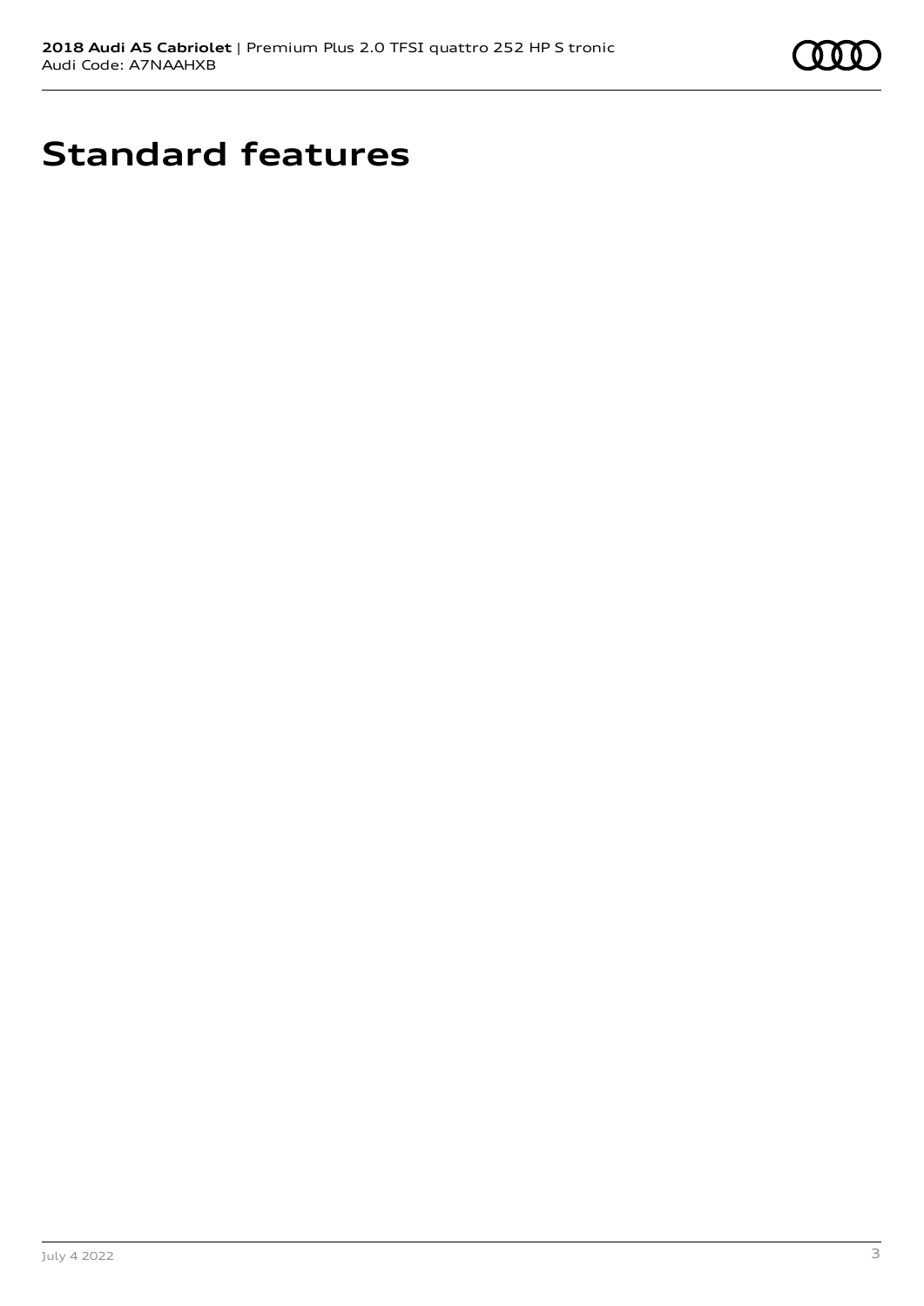# Standard features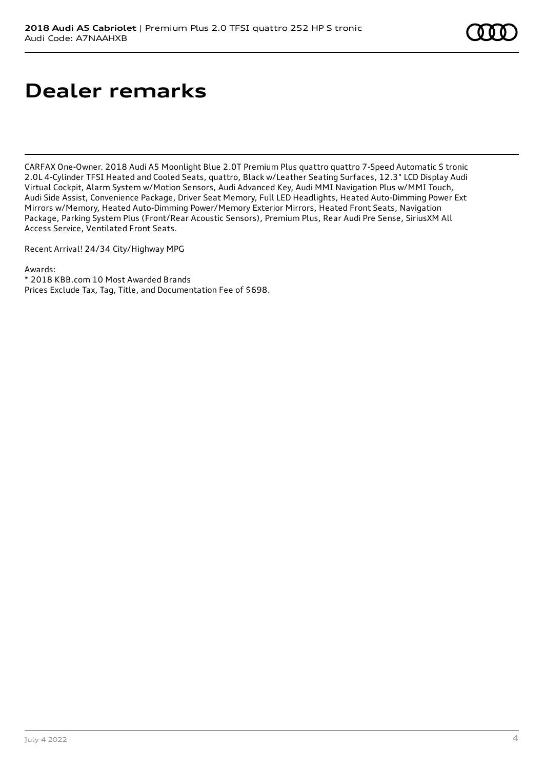# Dealer remarks

CARFAX One-Owner. 2018 Audi A5 Moonlight Blue 2.0T Premium Plus quattro quattro 7-Speed Automatic S tronic 2.0L 4-Cylinder TFSI Heated and Cooled Seats, quattro, Black w/Leather Seating Surfaces, 12.3" LCD Display Audi Virtual Cockpit, Alarm System w/Motion Sensors, Audi Advanced Key, Audi MMI Navigation Plus w/MMI Touch, Audi Side Assist, Convenience Package, Driver Seat Memory, Full LED Headlights, Heated Auto-Dimming Power Ext Mirrors w/Memory, Heated Auto-Dimming Power/Memory Exterior Mirrors, Heated Front Seats, Navigation Package, Parking System Plus (Front/Rear Acoustic Sensors), Premium Plus, Rear Audi Pre Sense, SiriusXM All Access Service, Ventilated Front Seats.

Recent Arrival! 24/34 City/Highway MPG

Awards:
* 2018 KBB.com 10 Most Awarded Brands
Prices Exclude Tax, Tag, Title, and Documentation Fee of $698.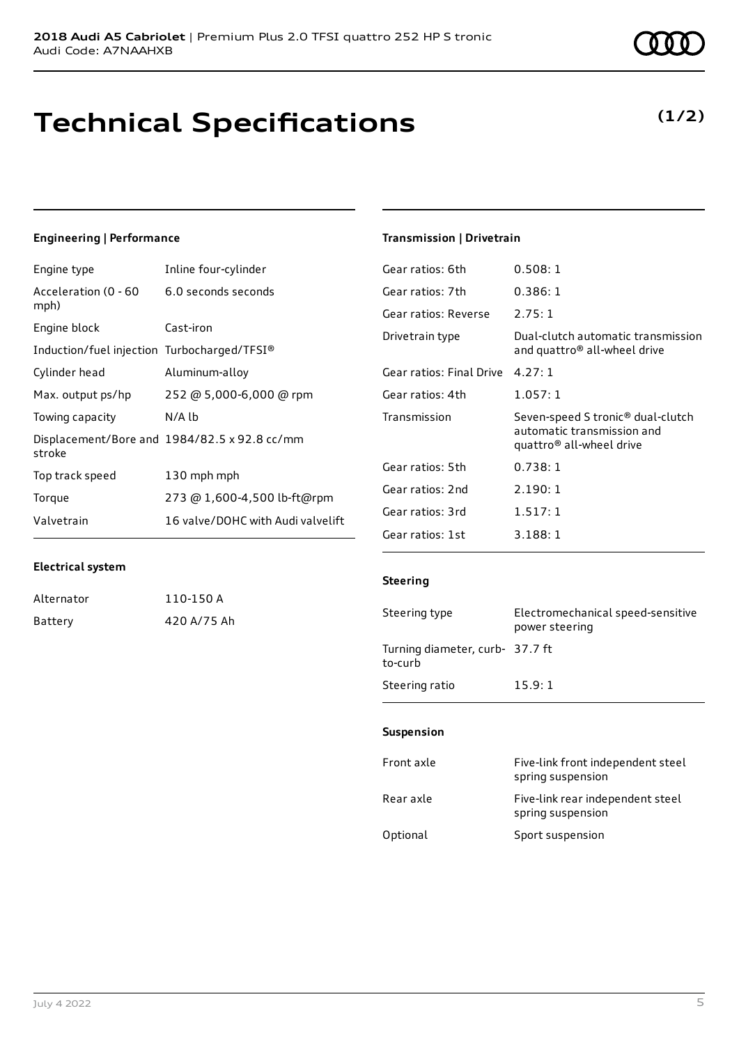**2018 Audi A5 Cabriolet** | Premium Plus 2.0 TFSI quattro 252 HP S tronic
Audi Code: A7NAAHXB

# Technical Specifications

**(1/2)**

### Engineering | Performance

| | |
|---|---|
| Engine type | Inline four-cylinder |
| Acceleration (0 - 60 mph) | 6.0 seconds seconds |
| Engine block | Cast-iron |
| Induction/fuel injection | Turbocharged/TFSI® |
| Cylinder head | Aluminum-alloy |
| Max. output ps/hp | 252 @ 5,000-6,000 @ rpm |
| Towing capacity | N/A lb |
| Displacement/Bore and stroke | 1984/82.5 x 92.8 cc/mm |
| Top track speed | 130 mph mph |
| Torque | 273 @ 1,600-4,500 lb-ft@rpm |
| Valvetrain | 16 valve/DOHC with Audi valvelift |

### Electrical system

| | |
|---|---|
| Alternator | 110-150 A |
| Battery | 420 A/75 Ah |

### Transmission | Drivetrain

| | |
|---|---|
| Gear ratios: 6th | 0.508: 1 |
| Gear ratios: 7th | 0.386: 1 |
| Gear ratios: Reverse | 2.75: 1 |
| Drivetrain type | Dual-clutch automatic transmission and quattro® all-wheel drive |
| Gear ratios: Final Drive | 4.27: 1 |
| Gear ratios: 4th | 1.057: 1 |
| Transmission | Seven-speed S tronic® dual-clutch automatic transmission and quattro® all-wheel drive |
| Gear ratios: 5th | 0.738: 1 |
| Gear ratios: 2nd | 2.190: 1 |
| Gear ratios: 3rd | 1.517: 1 |
| Gear ratios: 1st | 3.188: 1 |

### Steering

| | |
|---|---|
| Steering type | Electromechanical speed-sensitive power steering |
| Turning diameter, curb-to-curb | 37.7 ft |
| Steering ratio | 15.9: 1 |

### Suspension

| | |
|---|---|
| Front axle | Five-link front independent steel spring suspension |
| Rear axle | Five-link rear independent steel spring suspension |
| Optional | Sport suspension |

July 4 2022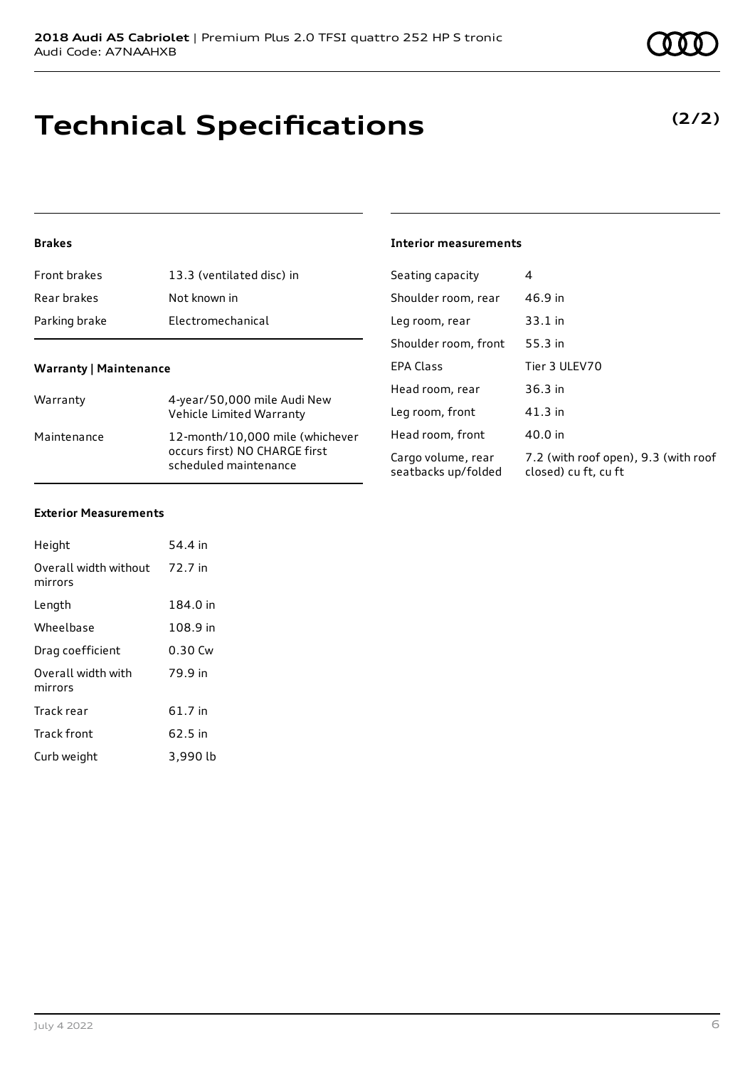# Technical Specifications

**(2/2)**

### Brakes

| | |
|---|---|
| Front brakes | 13.3 (ventilated disc) in |
| Rear brakes | Not known in |
| Parking brake | Electromechanical |

### Warranty | Maintenance

| | |
|---|---|
| Warranty | 4-year/50,000 mile Audi New Vehicle Limited Warranty |
| Maintenance | 12-month/10,000 mile (whichever occurs first) NO CHARGE first scheduled maintenance |

### Exterior Measurements

| | |
|---|---|
| Height | 54.4 in |
| Overall width without mirrors | 72.7 in |
| Length | 184.0 in |
| Wheelbase | 108.9 in |
| Drag coefficient | 0.30 Cw |
| Overall width with mirrors | 79.9 in |
| Track rear | 61.7 in |
| Track front | 62.5 in |
| Curb weight | 3,990 lb |

### Interior measurements

| | |
|---|---|
| Seating capacity | 4 |
| Shoulder room, rear | 46.9 in |
| Leg room, rear | 33.1 in |
| Shoulder room, front | 55.3 in |
| EPA Class | Tier 3 ULEV70 |
| Head room, rear | 36.3 in |
| Leg room, front | 41.3 in |
| Head room, front | 40.0 in |
| Cargo volume, rear seatbacks up/folded | 7.2 (with roof open), 9.3 (with roof closed) cu ft, cu ft |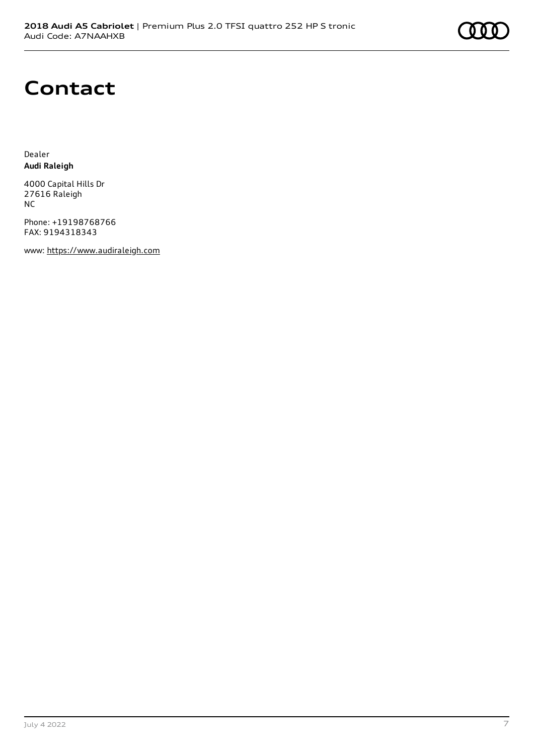# Contact

Dealer
**Audi Raleigh**

4000 Capital Hills Dr
27616 Raleigh
NC

Phone: +19198768766
FAX: 9194318343

www: https://www.audiraleigh.com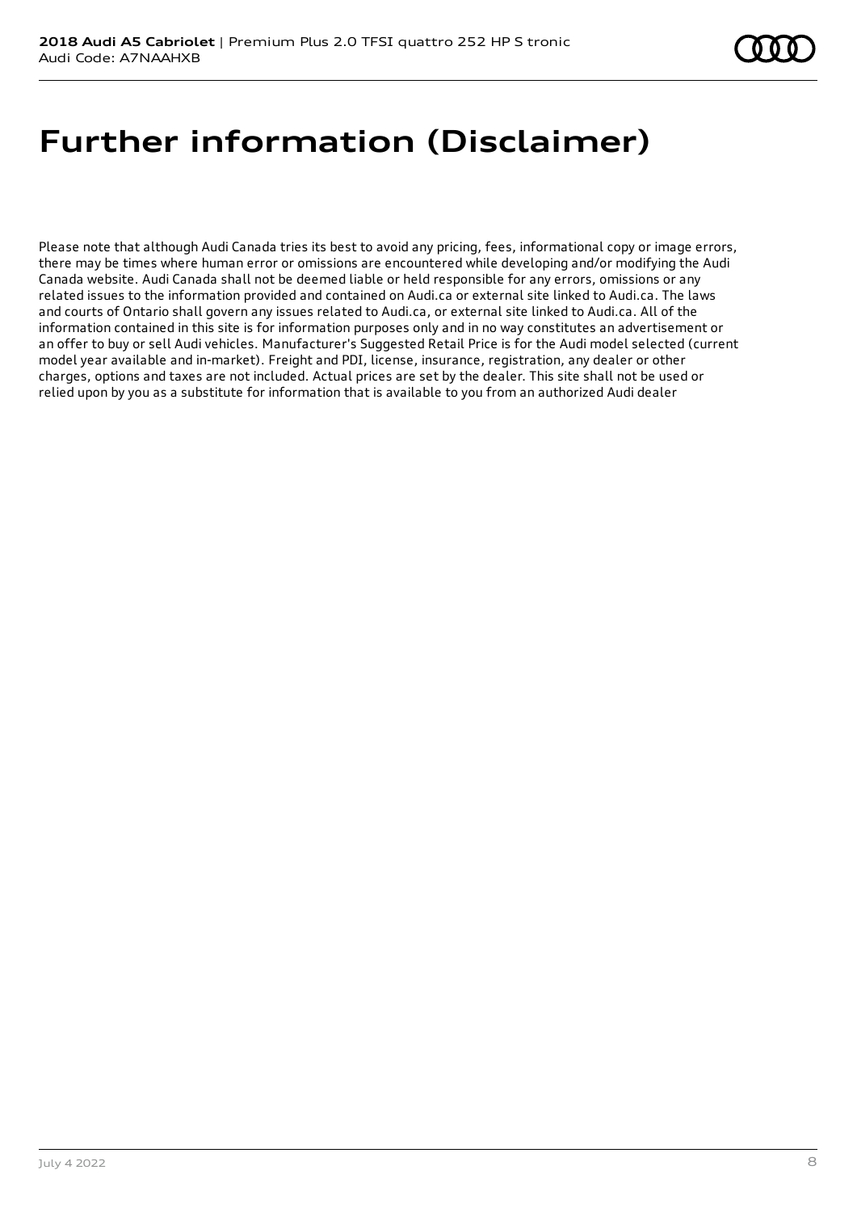# Further information (Disclaimer)

Please note that although Audi Canada tries its best to avoid any pricing, fees, informational copy or image errors, there may be times where human error or omissions are encountered while developing and/or modifying the Audi Canada website. Audi Canada shall not be deemed liable or held responsible for any errors, omissions or any related issues to the information provided and contained on Audi.ca or external site linked to Audi.ca. The laws and courts of Ontario shall govern any issues related to Audi.ca, or external site linked to Audi.ca. All of the information contained in this site is for information purposes only and in no way constitutes an advertisement or an offer to buy or sell Audi vehicles. Manufacturer's Suggested Retail Price is for the Audi model selected (current model year available and in-market). Freight and PDI, license, insurance, registration, any dealer or other charges, options and taxes are not included. Actual prices are set by the dealer. This site shall not be used or relied upon by you as a substitute for information that is available to you from an authorized Audi dealer